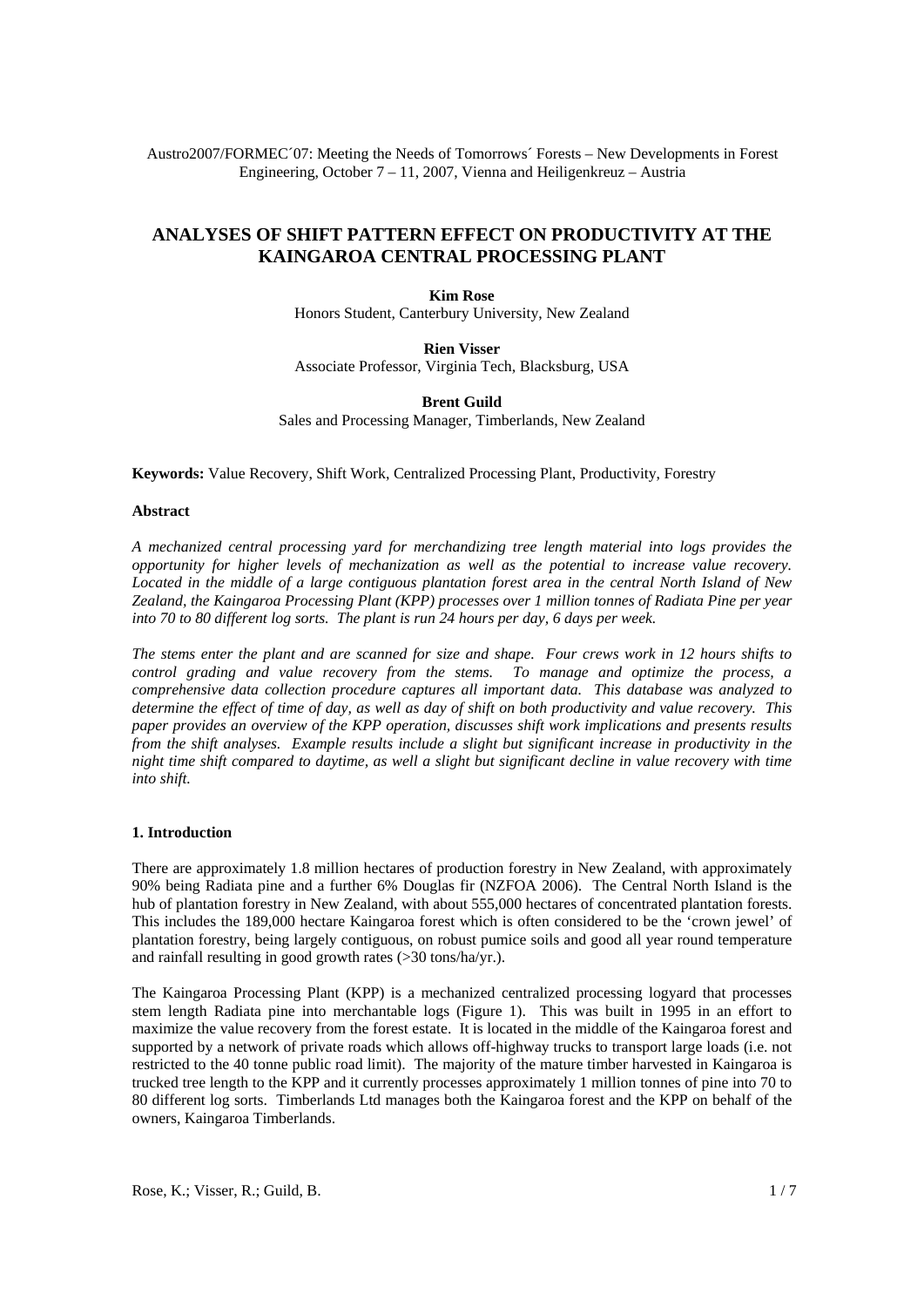Austro2007/FORMEC´07: Meeting the Needs of Tomorrows´ Forests – New Developments in Forest Engineering, October 7 – 11, 2007, Vienna and Heiligenkreuz – Austria

# ANALYSES OF SHIFT PATTERN EFFECT ON PRODUCTIVITY AT THE KAINGAROA CENTRAL PROCESSING PLANT

**Kim Rose**
Honors Student, Canterbury University, New Zealand

**Rien Visser**
Associate Professor, Virginia Tech, Blacksburg, USA

**Brent Guild**
Sales and Processing Manager, Timberlands, New Zealand

**Keywords:** Value Recovery, Shift Work, Centralized Processing Plant, Productivity, Forestry

## Abstract

*A mechanized central processing yard for merchandizing tree length material into logs provides the opportunity for higher levels of mechanization as well as the potential to increase value recovery. Located in the middle of a large contiguous plantation forest area in the central North Island of New Zealand, the Kaingaroa Processing Plant (KPP) processes over 1 million tonnes of Radiata Pine per year into 70 to 80 different log sorts. The plant is run 24 hours per day, 6 days per week.*

*The stems enter the plant and are scanned for size and shape. Four crews work in 12 hours shifts to control grading and value recovery from the stems. To manage and optimize the process, a comprehensive data collection procedure captures all important data. This database was analyzed to determine the effect of time of day, as well as day of shift on both productivity and value recovery. This paper provides an overview of the KPP operation, discusses shift work implications and presents results from the shift analyses. Example results include a slight but significant increase in productivity in the night time shift compared to daytime, as well a slight but significant decline in value recovery with time into shift.*

## 1. Introduction

There are approximately 1.8 million hectares of production forestry in New Zealand, with approximately 90% being Radiata pine and a further 6% Douglas fir (NZFOA 2006). The Central North Island is the hub of plantation forestry in New Zealand, with about 555,000 hectares of concentrated plantation forests. This includes the 189,000 hectare Kaingaroa forest which is often considered to be the 'crown jewel' of plantation forestry, being largely contiguous, on robust pumice soils and good all year round temperature and rainfall resulting in good growth rates (>30 tons/ha/yr.).

The Kaingaroa Processing Plant (KPP) is a mechanized centralized processing logyard that processes stem length Radiata pine into merchantable logs (Figure 1). This was built in 1995 in an effort to maximize the value recovery from the forest estate. It is located in the middle of the Kaingaroa forest and supported by a network of private roads which allows off-highway trucks to transport large loads (i.e. not restricted to the 40 tonne public road limit). The majority of the mature timber harvested in Kaingaroa is trucked tree length to the KPP and it currently processes approximately 1 million tonnes of pine into 70 to 80 different log sorts. Timberlands Ltd manages both the Kaingaroa forest and the KPP on behalf of the owners, Kaingaroa Timberlands.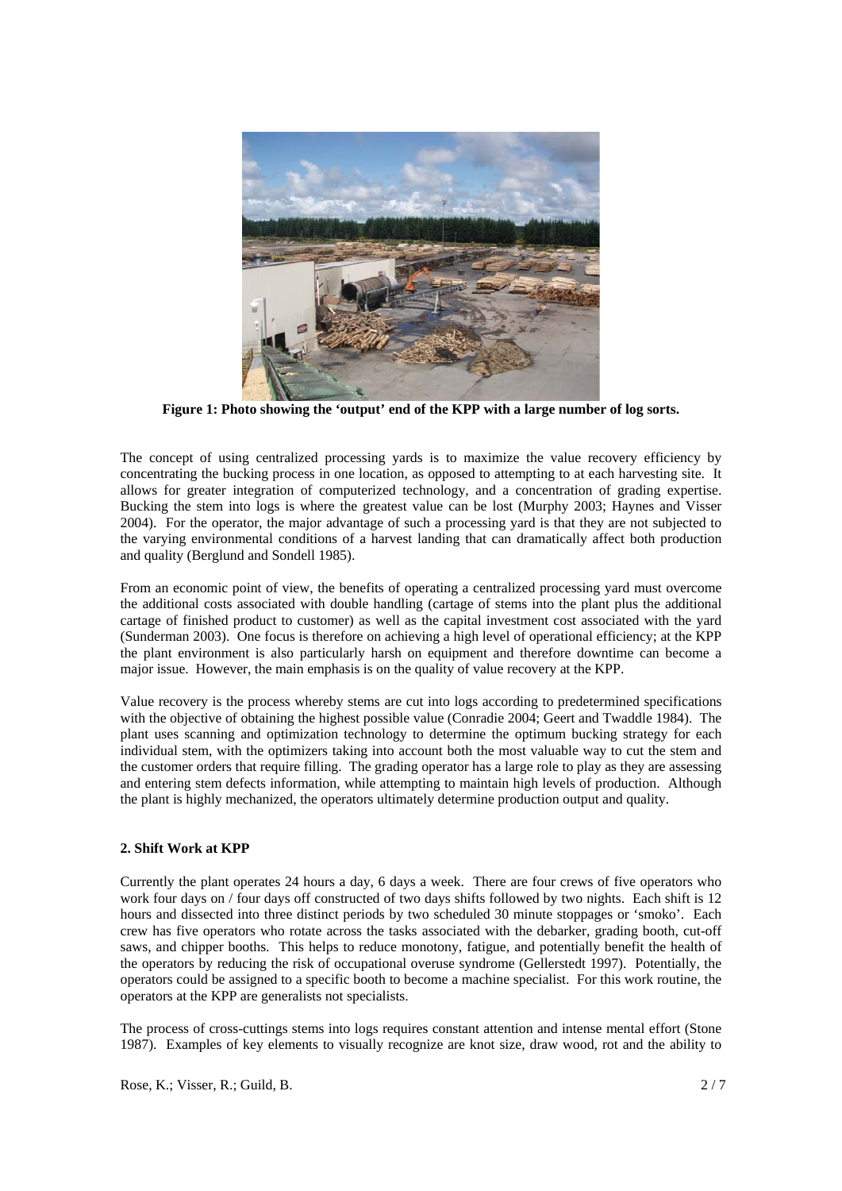**Figure 1: Photo showing the 'output' end of the KPP with a large number of log sorts.**

The concept of using centralized processing yards is to maximize the value recovery efficiency by concentrating the bucking process in one location, as opposed to attempting to at each harvesting site. It allows for greater integration of computerized technology, and a concentration of grading expertise. Bucking the stem into logs is where the greatest value can be lost (Murphy 2003; Haynes and Visser 2004). For the operator, the major advantage of such a processing yard is that they are not subjected to the varying environmental conditions of a harvest landing that can dramatically affect both production and quality (Berglund and Sondell 1985).

From an economic point of view, the benefits of operating a centralized processing yard must overcome the additional costs associated with double handling (cartage of stems into the plant plus the additional cartage of finished product to customer) as well as the capital investment cost associated with the yard (Sunderman 2003). One focus is therefore on achieving a high level of operational efficiency; at the KPP the plant environment is also particularly harsh on equipment and therefore downtime can become a major issue. However, the main emphasis is on the quality of value recovery at the KPP.

Value recovery is the process whereby stems are cut into logs according to predetermined specifications with the objective of obtaining the highest possible value (Conradie 2004; Geert and Twaddle 1984). The plant uses scanning and optimization technology to determine the optimum bucking strategy for each individual stem, with the optimizers taking into account both the most valuable way to cut the stem and the customer orders that require filling. The grading operator has a large role to play as they are assessing and entering stem defects information, while attempting to maintain high levels of production. Although the plant is highly mechanized, the operators ultimately determine production output and quality.

## 2. Shift Work at KPP

Currently the plant operates 24 hours a day, 6 days a week. There are four crews of five operators who work four days on / four days off constructed of two days shifts followed by two nights. Each shift is 12 hours and dissected into three distinct periods by two scheduled 30 minute stoppages or 'smoko'. Each crew has five operators who rotate across the tasks associated with the debarker, grading booth, cut-off saws, and chipper booths. This helps to reduce monotony, fatigue, and potentially benefit the health of the operators by reducing the risk of occupational overuse syndrome (Gellerstedt 1997). Potentially, the operators could be assigned to a specific booth to become a machine specialist. For this work routine, the operators at the KPP are generalists not specialists.

The process of cross-cuttings stems into logs requires constant attention and intense mental effort (Stone 1987). Examples of key elements to visually recognize are knot size, draw wood, rot and the ability to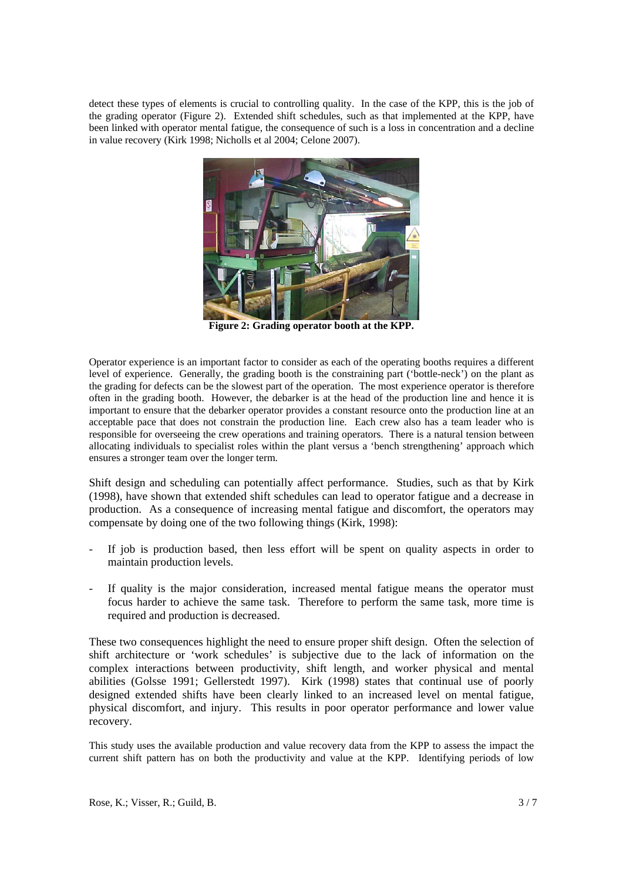detect these types of elements is crucial to controlling quality. In the case of the KPP, this is the job of the grading operator (Figure 2). Extended shift schedules, such as that implemented at the KPP, have been linked with operator mental fatigue, the consequence of such is a loss in concentration and a decline in value recovery (Kirk 1998; Nicholls et al 2004; Celone 2007).

**Figure 2: Grading operator booth at the KPP.**

Operator experience is an important factor to consider as each of the operating booths requires a different level of experience. Generally, the grading booth is the constraining part ('bottle-neck') on the plant as the grading for defects can be the slowest part of the operation. The most experience operator is therefore often in the grading booth. However, the debarker is at the head of the production line and hence it is important to ensure that the debarker operator provides a constant resource onto the production line at an acceptable pace that does not constrain the production line. Each crew also has a team leader who is responsible for overseeing the crew operations and training operators. There is a natural tension between allocating individuals to specialist roles within the plant versus a 'bench strengthening' approach which ensures a stronger team over the longer term.

Shift design and scheduling can potentially affect performance. Studies, such as that by Kirk (1998), have shown that extended shift schedules can lead to operator fatigue and a decrease in production. As a consequence of increasing mental fatigue and discomfort, the operators may compensate by doing one of the two following things (Kirk, 1998):

- If job is production based, then less effort will be spent on quality aspects in order to maintain production levels.
- If quality is the major consideration, increased mental fatigue means the operator must focus harder to achieve the same task. Therefore to perform the same task, more time is required and production is decreased.

These two consequences highlight the need to ensure proper shift design. Often the selection of shift architecture or 'work schedules' is subjective due to the lack of information on the complex interactions between productivity, shift length, and worker physical and mental abilities (Golsse 1991; Gellerstedt 1997). Kirk (1998) states that continual use of poorly designed extended shifts have been clearly linked to an increased level on mental fatigue, physical discomfort, and injury. This results in poor operator performance and lower value recovery.

This study uses the available production and value recovery data from the KPP to assess the impact the current shift pattern has on both the productivity and value at the KPP. Identifying periods of low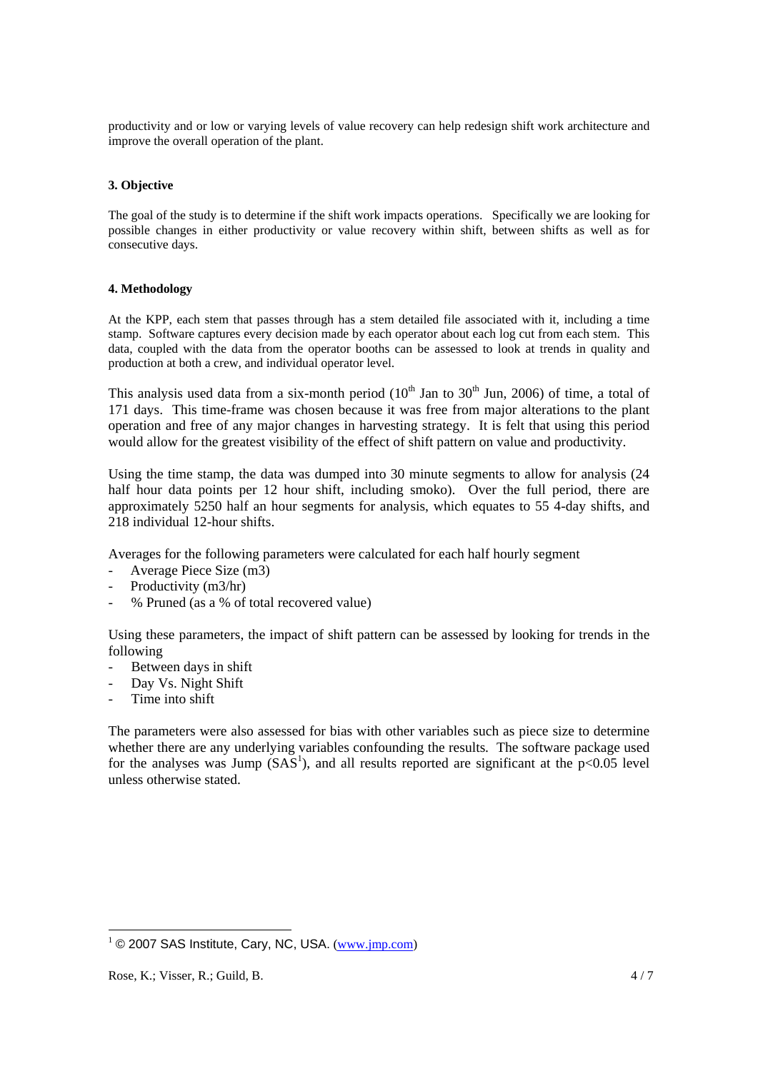productivity and or low or varying levels of value recovery can help redesign shift work architecture and improve the overall operation of the plant.

### 3. Objective

The goal of the study is to determine if the shift work impacts operations. Specifically we are looking for possible changes in either productivity or value recovery within shift, between shifts as well as for consecutive days.

### 4. Methodology

At the KPP, each stem that passes through has a stem detailed file associated with it, including a time stamp. Software captures every decision made by each operator about each log cut from each stem. This data, coupled with the data from the operator booths can be assessed to look at trends in quality and production at both a crew, and individual operator level.

This analysis used data from a six-month period (10th Jan to 30th Jun, 2006) of time, a total of 171 days. This time-frame was chosen because it was free from major alterations to the plant operation and free of any major changes in harvesting strategy. It is felt that using this period would allow for the greatest visibility of the effect of shift pattern on value and productivity.

Using the time stamp, the data was dumped into 30 minute segments to allow for analysis (24 half hour data points per 12 hour shift, including smoko). Over the full period, there are approximately 5250 half an hour segments for analysis, which equates to 55 4-day shifts, and 218 individual 12-hour shifts.

Averages for the following parameters were calculated for each half hourly segment

- Average Piece Size (m3)
- Productivity (m3/hr)
- % Pruned (as a % of total recovered value)

Using these parameters, the impact of shift pattern can be assessed by looking for trends in the following

- Between days in shift
- Day Vs. Night Shift
- Time into shift

The parameters were also assessed for bias with other variables such as piece size to determine whether there are any underlying variables confounding the results. The software package used for the analyses was Jump (SAS[1]), and all results reported are significant at the $p<0.05$ level unless otherwise stated.

---

[1] © 2007 SAS Institute, Cary, NC, USA. (www.jmp.com)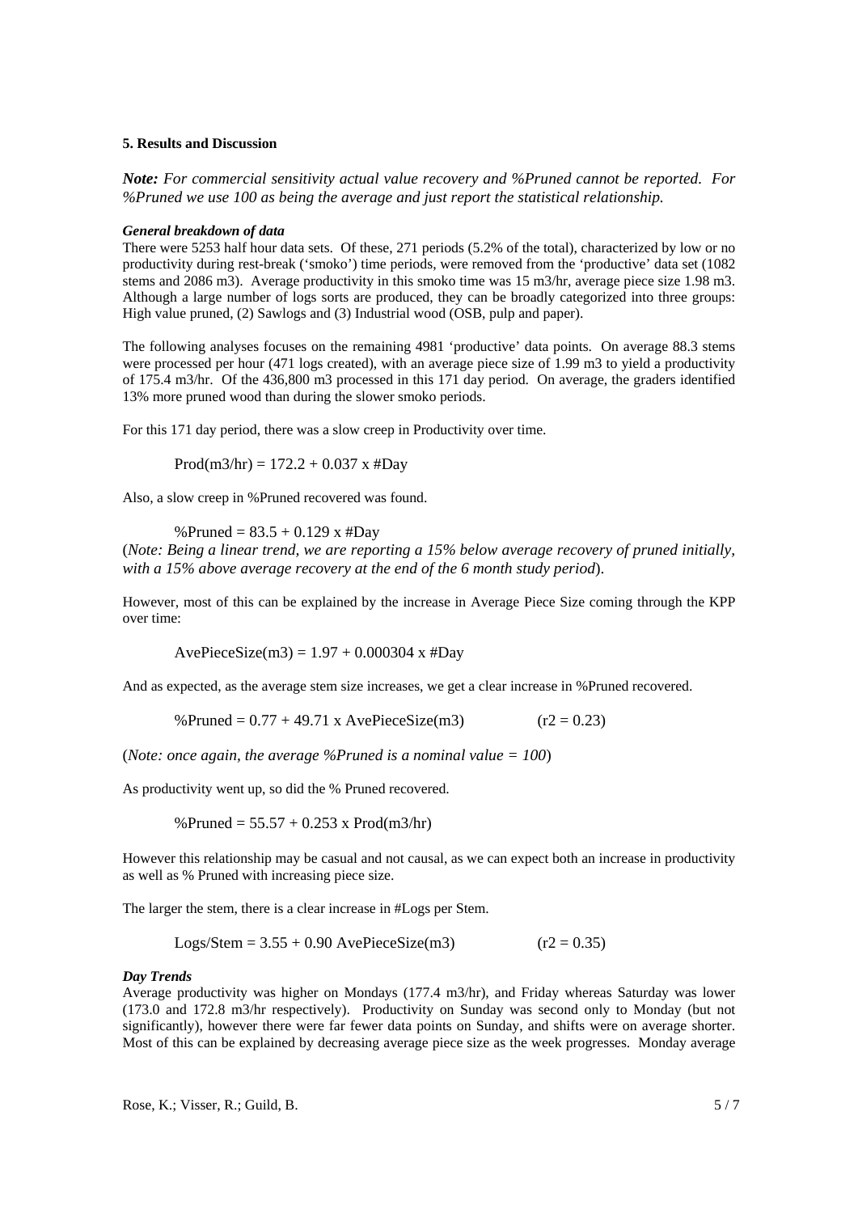**5. Results and Discussion**

***Note:** For commercial sensitivity actual value recovery and %Pruned cannot be reported. For %Pruned we use 100 as being the average and just report the statistical relationship.*

***General breakdown of data***

There were 5253 half hour data sets. Of these, 271 periods (5.2% of the total), characterized by low or no productivity during rest-break ('smoko') time periods, were removed from the 'productive' data set (1082 stems and 2086 m3). Average productivity in this smoko time was 15 m3/hr, average piece size 1.98 m3. Although a large number of logs sorts are produced, they can be broadly categorized into three groups: High value pruned, (2) Sawlogs and (3) Industrial wood (OSB, pulp and paper).

The following analyses focuses on the remaining 4981 'productive' data points. On average 88.3 stems were processed per hour (471 logs created), with an average piece size of 1.99 m3 to yield a productivity of 175.4 m3/hr. Of the 436,800 m3 processed in this 171 day period. On average, the graders identified 13% more pruned wood than during the slower smoko periods.

For this 171 day period, there was a slow creep in Productivity over time.

$$\text{Prod(m3/hr)} = 172.2 + 0.037 \times \#\text{Day}$$

Also, a slow creep in %Pruned recovered was found.

$$\%\text{Pruned} = 83.5 + 0.129 \times \#\text{Day}$$

(*Note: Being a linear trend, we are reporting a 15% below average recovery of pruned initially, with a 15% above average recovery at the end of the 6 month study period*).

However, most of this can be explained by the increase in Average Piece Size coming through the KPP over time:

$$\text{AvePieceSize(m3)} = 1.97 + 0.000304 \times \#\text{Day}$$

And as expected, as the average stem size increases, we get a clear increase in %Pruned recovered.

$$\%\text{Pruned} = 0.77 + 49.71 \times \text{AvePieceSize(m3)} \qquad (r2 = 0.23)$$

(*Note: once again, the average %Pruned is a nominal value = 100*)

As productivity went up, so did the % Pruned recovered.

$$\%\text{Pruned} = 55.57 + 0.253 \times \text{Prod(m3/hr)}$$

However this relationship may be casual and not causal, as we can expect both an increase in productivity as well as % Pruned with increasing piece size.

The larger the stem, there is a clear increase in #Logs per Stem.

$$\text{Logs/Stem} = 3.55 + 0.90\ \text{AvePieceSize(m3)} \qquad (r2 = 0.35)$$

***Day Trends***

Average productivity was higher on Mondays (177.4 m3/hr), and Friday whereas Saturday was lower (173.0 and 172.8 m3/hr respectively). Productivity on Sunday was second only to Monday (but not significantly), however there were far fewer data points on Sunday, and shifts were on average shorter. Most of this can be explained by decreasing average piece size as the week progresses. Monday average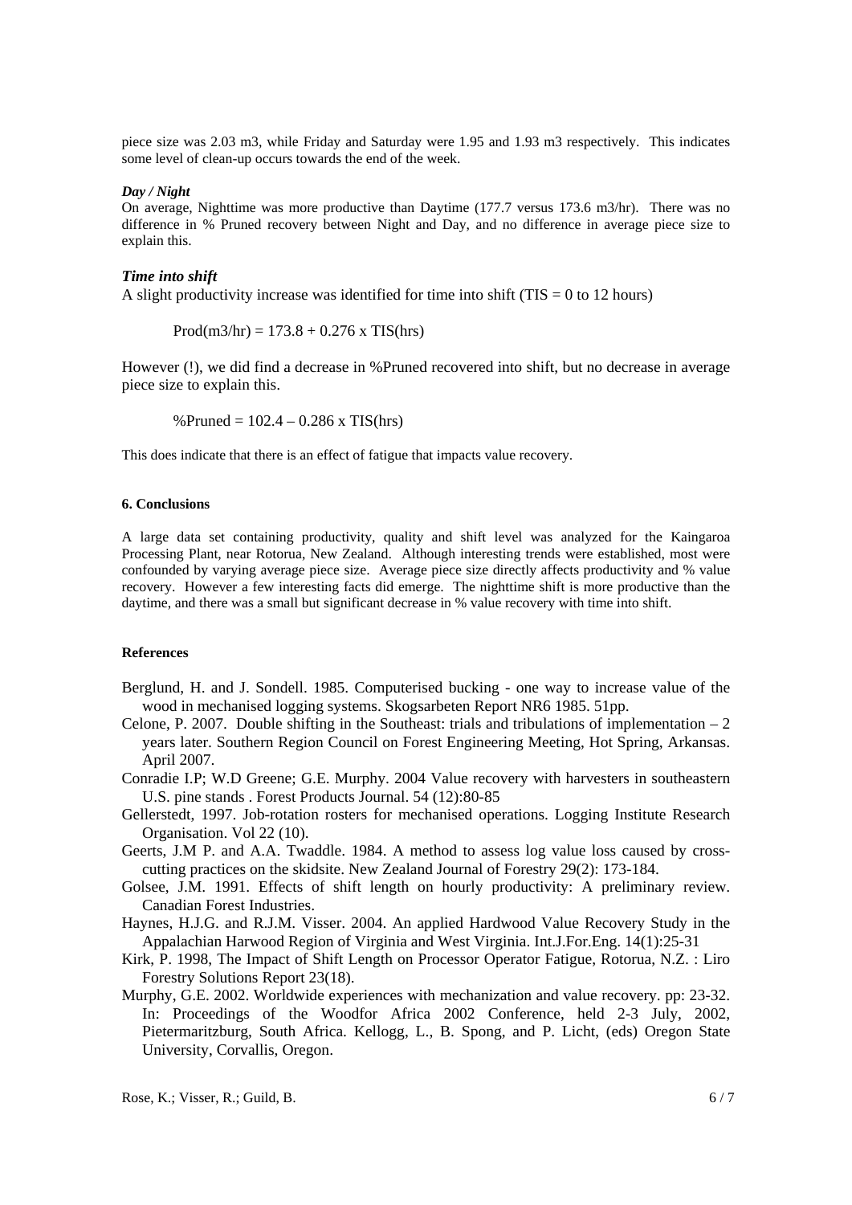piece size was 2.03 m3, while Friday and Saturday were 1.95 and 1.93 m3 respectively. This indicates some level of clean-up occurs towards the end of the week.

***Day / Night***

On average, Nighttime was more productive than Daytime (177.7 versus 173.6 m3/hr). There was no difference in % Pruned recovery between Night and Day, and no difference in average piece size to explain this.

### *Time into shift*

A slight productivity increase was identified for time into shift (TIS = 0 to 12 hours)

$$\text{Prod(m3/hr)} = 173.8 + 0.276 \times \text{TIS(hrs)}$$

However (!), we did find a decrease in %Pruned recovered into shift, but no decrease in average piece size to explain this.

$$\%\text{Pruned} = 102.4 - 0.286 \times \text{TIS(hrs)}$$

This does indicate that there is an effect of fatigue that impacts value recovery.

## 6. Conclusions

A large data set containing productivity, quality and shift level was analyzed for the Kaingaroa Processing Plant, near Rotorua, New Zealand. Although interesting trends were established, most were confounded by varying average piece size. Average piece size directly affects productivity and % value recovery. However a few interesting facts did emerge. The nighttime shift is more productive than the daytime, and there was a small but significant decrease in % value recovery with time into shift.

## References

Berglund, H. and J. Sondell. 1985. Computerised bucking - one way to increase value of the wood in mechanised logging systems. Skogsarbeten Report NR6 1985. 51pp.

Celone, P. 2007. Double shifting in the Southeast: trials and tribulations of implementation – 2 years later. Southern Region Council on Forest Engineering Meeting, Hot Spring, Arkansas. April 2007.

Conradie I.P; W.D Greene; G.E. Murphy. 2004 Value recovery with harvesters in southeastern U.S. pine stands . Forest Products Journal. 54 (12):80-85

Gellerstedt, 1997. Job-rotation rosters for mechanised operations. Logging Institute Research Organisation. Vol 22 (10).

Geerts, J.M P. and A.A. Twaddle. 1984. A method to assess log value loss caused by cross-cutting practices on the skidsite. New Zealand Journal of Forestry 29(2): 173-184.

Golsee, J.M. 1991. Effects of shift length on hourly productivity: A preliminary review. Canadian Forest Industries.

Haynes, H.J.G. and R.J.M. Visser. 2004. An applied Hardwood Value Recovery Study in the Appalachian Harwood Region of Virginia and West Virginia. Int.J.For.Eng. 14(1):25-31

Kirk, P. 1998, The Impact of Shift Length on Processor Operator Fatigue, Rotorua, N.Z. : Liro Forestry Solutions Report 23(18).

Murphy, G.E. 2002. Worldwide experiences with mechanization and value recovery. pp: 23-32. In: Proceedings of the Woodfor Africa 2002 Conference, held 2-3 July, 2002, Pietermaritzburg, South Africa. Kellogg, L., B. Spong, and P. Licht, (eds) Oregon State University, Corvallis, Oregon.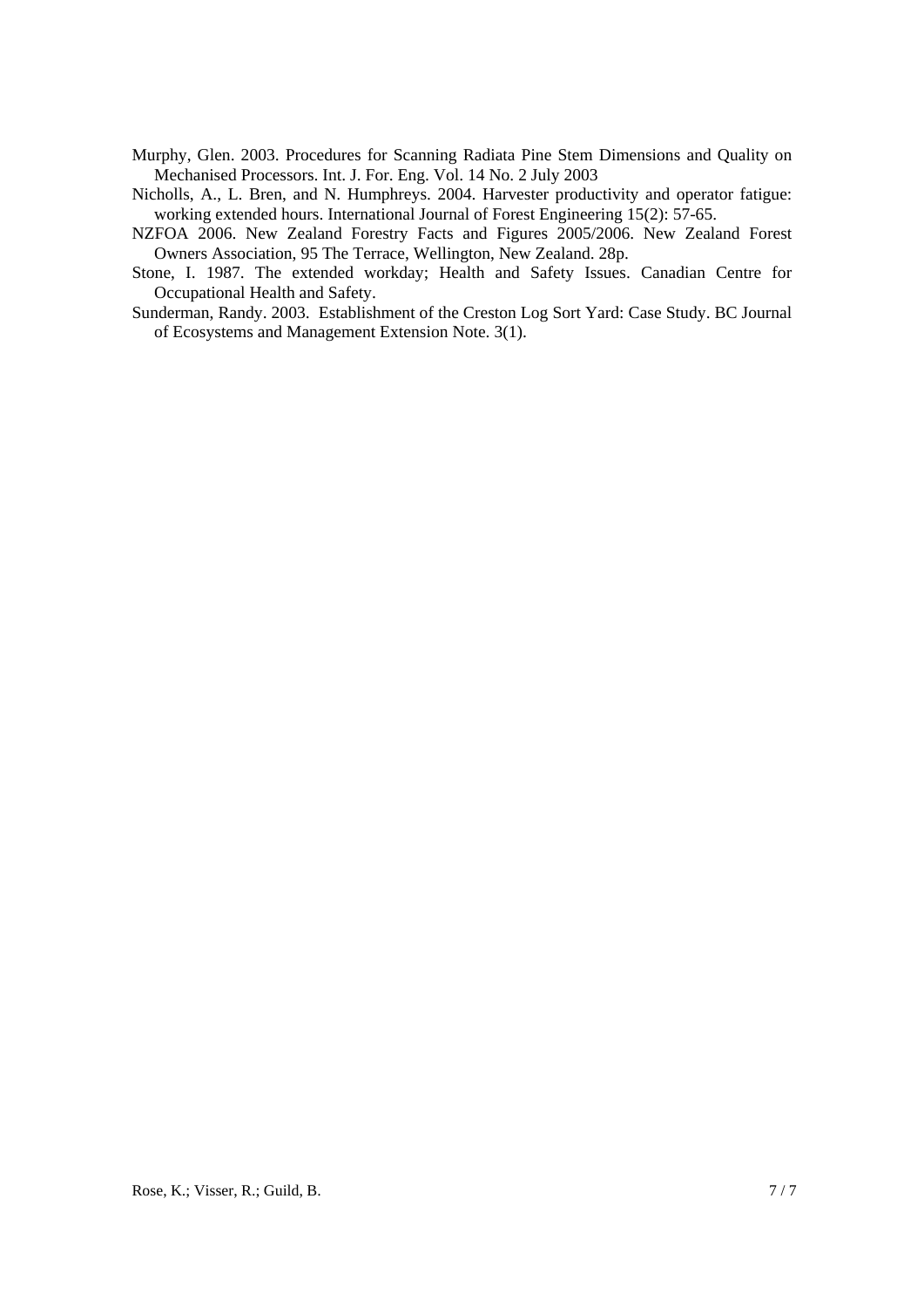Murphy, Glen. 2003. Procedures for Scanning Radiata Pine Stem Dimensions and Quality on Mechanised Processors. Int. J. For. Eng. Vol. 14 No. 2 July 2003

Nicholls, A., L. Bren, and N. Humphreys. 2004. Harvester productivity and operator fatigue: working extended hours. International Journal of Forest Engineering 15(2): 57-65.

NZFOA 2006. New Zealand Forestry Facts and Figures 2005/2006. New Zealand Forest Owners Association, 95 The Terrace, Wellington, New Zealand. 28p.

Stone, I. 1987. The extended workday; Health and Safety Issues. Canadian Centre for Occupational Health and Safety.

Sunderman, Randy. 2003. Establishment of the Creston Log Sort Yard: Case Study. BC Journal of Ecosystems and Management Extension Note. 3(1).